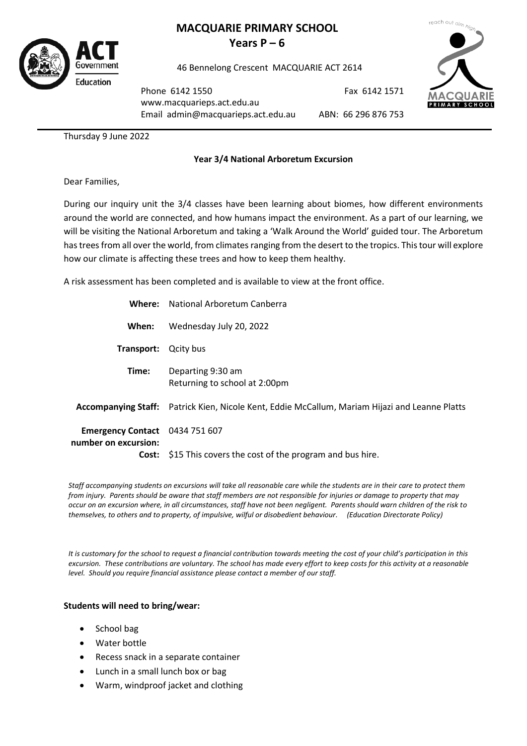# MACQUARIE PRIMARY SCHOOL

**Years P – 6**

46 Bennelong Crescent MACQUARIE ACT 2614

Phone 6142 1550 Fax 6142 1571
www.macquarieps.act.edu.au
Email admin@macquarieps.act.edu.au ABN: 66 296 876 753

Thursday 9 June 2022

**Year 3/4 National Arboretum Excursion**

Dear Families,

During our inquiry unit the 3/4 classes have been learning about biomes, how different environments around the world are connected, and how humans impact the environment. As a part of our learning, we will be visiting the National Arboretum and taking a 'Walk Around the World' guided tour. The Arboretum has trees from all over the world, from climates ranging from the desert to the tropics. This tour will explore how our climate is affecting these trees and how to keep them healthy.

A risk assessment has been completed and is available to view at the front office.

| | |
|---|---|
| **Where:** | National Arboretum Canberra |
| **When:** | Wednesday July 20, 2022 |
| **Transport:** | Qcity bus |
| **Time:** | Departing 9:30 am<br>Returning to school at 2:00pm |
| **Accompanying Staff:** | Patrick Kien, Nicole Kent, Eddie McCallum, Mariam Hijazi and Leanne Platts |
| **Emergency Contact number on excursion:** | 0434 751 607 |
| **Cost:** | $15 This covers the cost of the program and bus hire. |

*Staff accompanying students on excursions will take all reasonable care while the students are in their care to protect them from injury. Parents should be aware that staff members are not responsible for injuries or damage to property that may occur on an excursion where, in all circumstances, staff have not been negligent. Parents should warn children of the risk to themselves, to others and to property, of impulsive, wilful or disobedient behaviour. (Education Directorate Policy)*

*It is customary for the school to request a financial contribution towards meeting the cost of your child's participation in this excursion. These contributions are voluntary. The school has made every effort to keep costs for this activity at a reasonable level. Should you require financial assistance please contact a member of our staff.*

**Students will need to bring/wear:**

- School bag
- Water bottle
- Recess snack in a separate container
- Lunch in a small lunch box or bag
- Warm, windproof jacket and clothing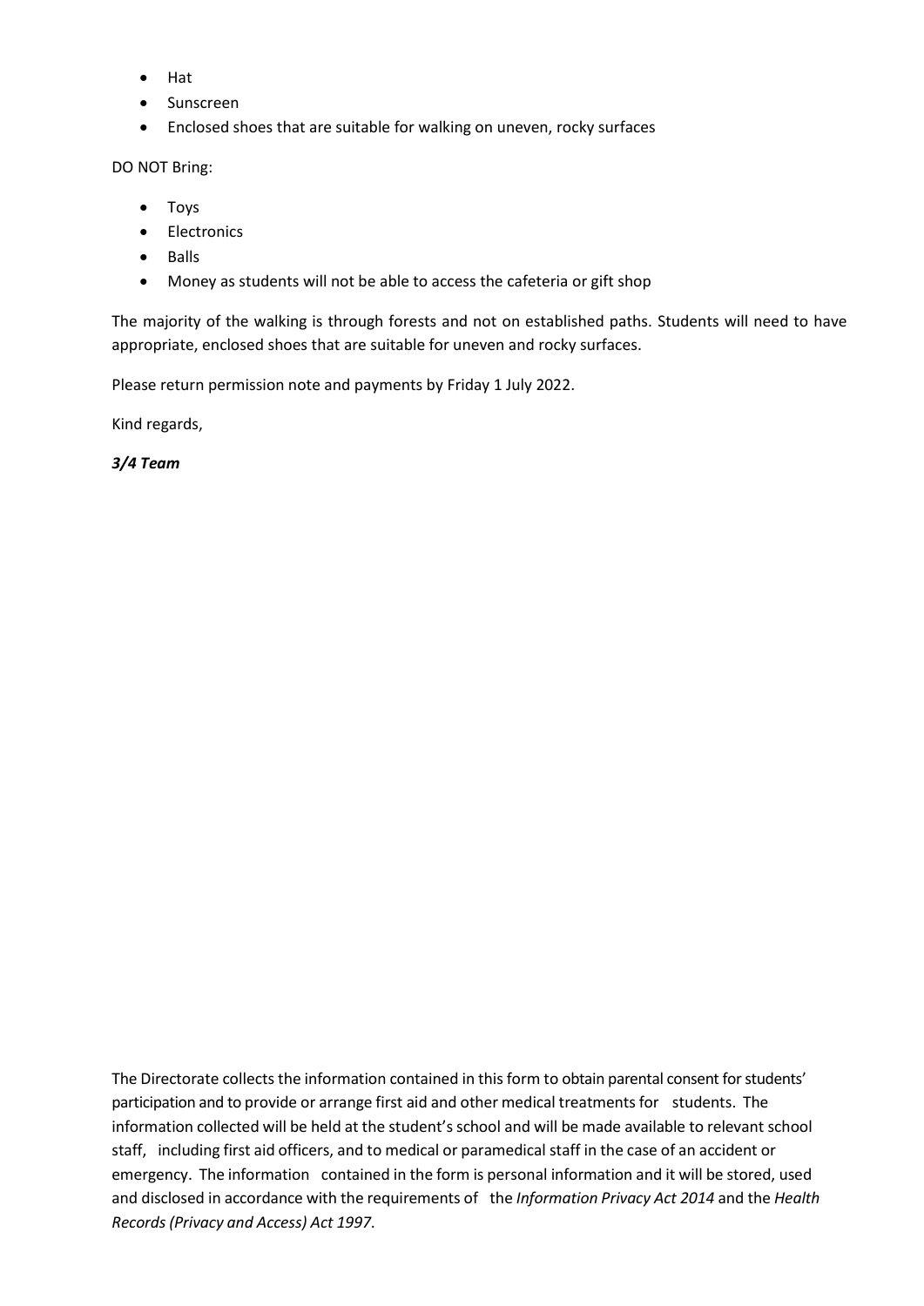- Hat
- Sunscreen
- Enclosed shoes that are suitable for walking on uneven, rocky surfaces

DO NOT Bring:

- Toys
- Electronics
- Balls
- Money as students will not be able to access the cafeteria or gift shop

The majority of the walking is through forests and not on established paths. Students will need to have appropriate, enclosed shoes that are suitable for uneven and rocky surfaces.

Please return permission note and payments by Friday 1 July 2022.

Kind regards,

***3/4 Team***

The Directorate collects the information contained in this form to obtain parental consent for students' participation and to provide or arrange first aid and other medical treatments for students. The information collected will be held at the student's school and will be made available to relevant school staff, including first aid officers, and to medical or paramedical staff in the case of an accident or emergency. The information contained in the form is personal information and it will be stored, used and disclosed in accordance with the requirements of the *Information Privacy Act 2014* and the *Health Records (Privacy and Access) Act 1997*.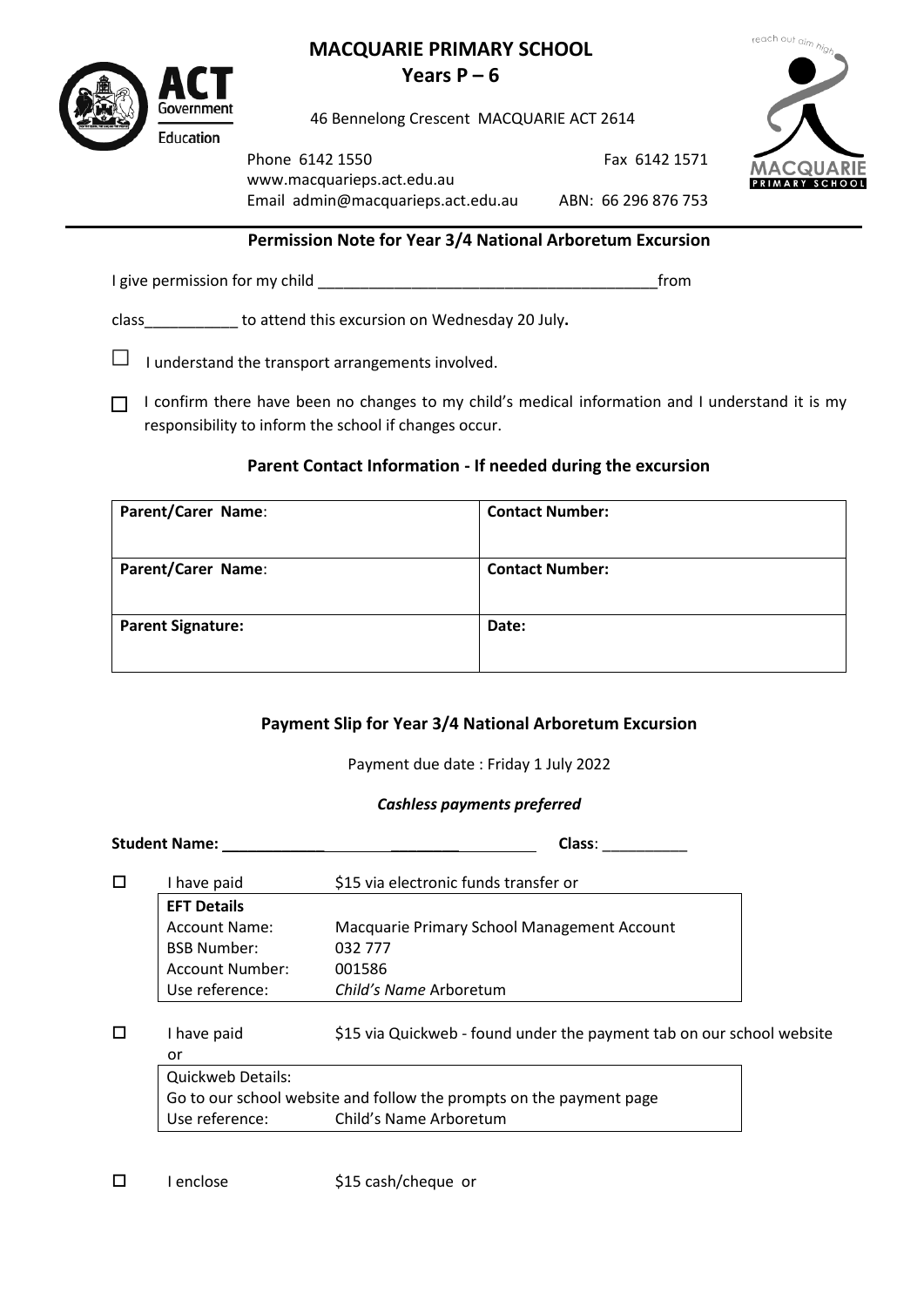# MACQUARIE PRIMARY SCHOOL

**Years P – 6**

46 Bennelong Crescent MACQUARIE ACT 2614

Phone 6142 1550 Fax 6142 1571
www.macquarieps.act.edu.au
Email admin@macquarieps.act.edu.au ABN: 66 296 876 753

reach out aim high

## Permission Note for Year 3/4 National Arboretum Excursion

I give permission for my child ________________________________________from

class___________ to attend this excursion on Wednesday 20 July**.**

☐ I understand the transport arrangements involved.

☐ I confirm there have been no changes to my child's medical information and I understand it is my responsibility to inform the school if changes occur.

### Parent Contact Information - If needed during the excursion

| | |
|---|---|
| **Parent/Carer Name**: | **Contact Number:** |
| **Parent/Carer Name**: | **Contact Number:** |
| **Parent Signature:** | **Date:** |

### Payment Slip for Year 3/4 National Arboretum Excursion

Payment due date : Friday 1 July 2022

***Cashless payments preferred***

**Student Name: ____________ ________** **Class**: __________

☐ I have paid $15 via electronic funds transfer or

| **EFT Details** | |
|---|---|
| Account Name: | Macquarie Primary School Management Account |
| BSB Number: | 032 777 |
| Account Number: | 001586 |
| Use reference: | *Child's Name* Arboretum |

☐ I have paid $15 via Quickweb - found under the payment tab on our school website or

| Quickweb Details: | |
|---|---|
| Go to our school website and follow the prompts on the payment page | |
| Use reference: | Child's Name Arboretum |

☐ I enclose $15 cash/cheque or